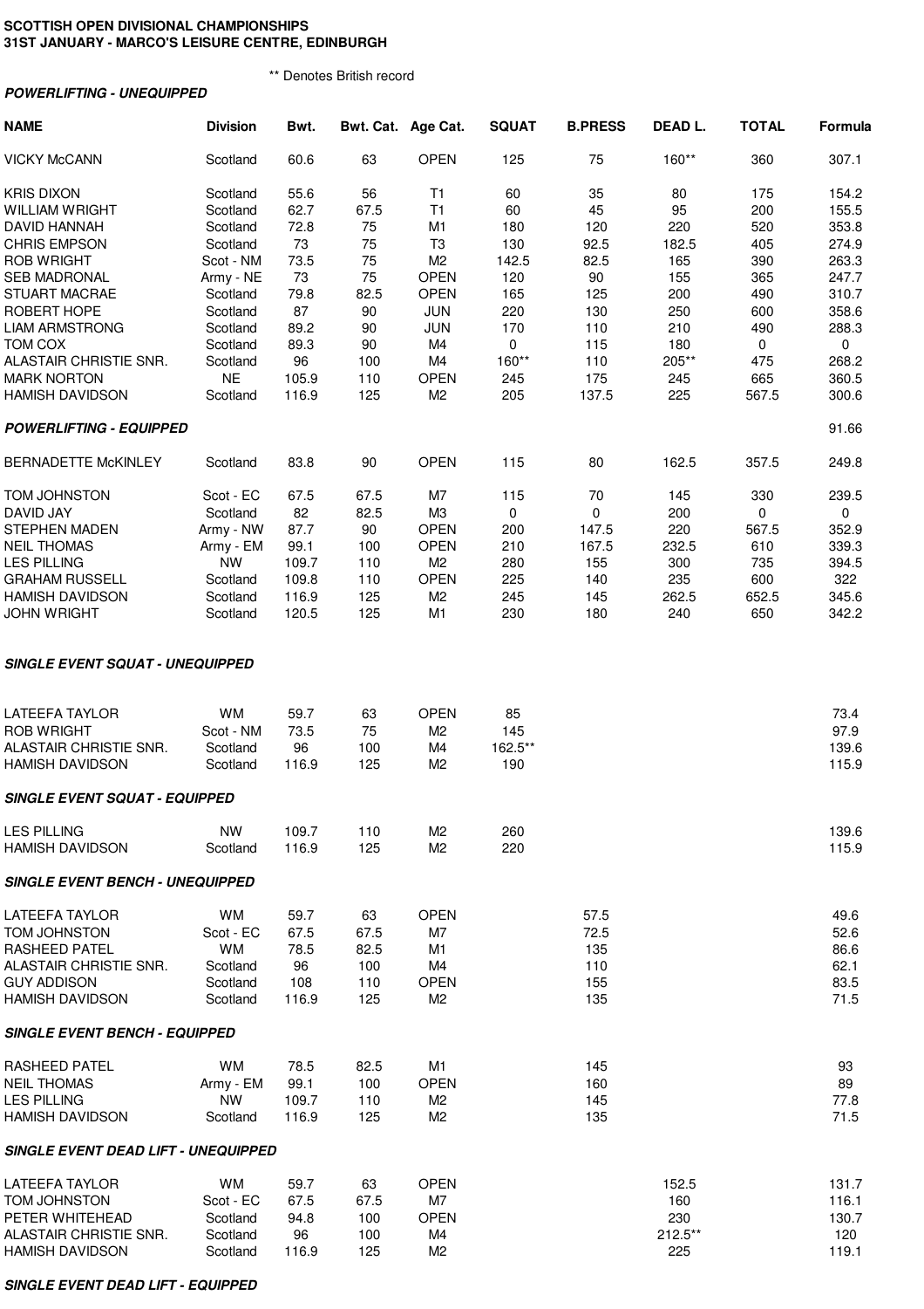**SCOTTISH OPEN DIVISIONAL CHAMPIONSHIPS**
**31ST JANUARY - MARCO'S LEISURE CENTRE, EDINBURGH**

** Denotes British record

***POWERLIFTING - UNEQUIPPED***

| NAME | Division | Bwt. | Bwt. Cat. | Age Cat. | SQUAT | B.PRESS | DEAD L. | TOTAL | Formula |
|---|---|---|---|---|---|---|---|---|---|
| VICKY McCANN | Scotland | 60.6 | 63 | OPEN | 125 | 75 | 160** | 360 | 307.1 |
| KRIS DIXON | Scotland | 55.6 | 56 | T1 | 60 | 35 | 80 | 175 | 154.2 |
| WILLIAM WRIGHT | Scotland | 62.7 | 67.5 | T1 | 60 | 45 | 95 | 200 | 155.5 |
| DAVID HANNAH | Scotland | 72.8 | 75 | M1 | 180 | 120 | 220 | 520 | 353.8 |
| CHRIS EMPSON | Scotland | 73 | 75 | T3 | 130 | 92.5 | 182.5 | 405 | 274.9 |
| ROB WRIGHT | Scot - NM | 73.5 | 75 | M2 | 142.5 | 82.5 | 165 | 390 | 263.3 |
| SEB MADRONAL | Army - NE | 73 | 75 | OPEN | 120 | 90 | 155 | 365 | 247.7 |
| STUART MACRAE | Scotland | 79.8 | 82.5 | OPEN | 165 | 125 | 200 | 490 | 310.7 |
| ROBERT HOPE | Scotland | 87 | 90 | JUN | 220 | 130 | 250 | 600 | 358.6 |
| LIAM ARMSTRONG | Scotland | 89.2 | 90 | JUN | 170 | 110 | 210 | 490 | 288.3 |
| TOM COX | Scotland | 89.3 | 90 | M4 | 0 | 115 | 180 | 0 | 0 |
| ALASTAIR CHRISTIE SNR. | Scotland | 96 | 100 | M4 | 160** | 110 | 205** | 475 | 268.2 |
| MARK NORTON | NE | 105.9 | 110 | OPEN | 245 | 175 | 245 | 665 | 360.5 |
| HAMISH DAVIDSON | Scotland | 116.9 | 125 | M2 | 205 | 137.5 | 225 | 567.5 | 300.6 |

***POWERLIFTING - EQUIPPED*** 91.66

| NAME | Division | Bwt. | Bwt. Cat. | Age Cat. | SQUAT | B.PRESS | DEAD L. | TOTAL | Formula |
|---|---|---|---|---|---|---|---|---|---|
| BERNADETTE McKINLEY | Scotland | 83.8 | 90 | OPEN | 115 | 80 | 162.5 | 357.5 | 249.8 |
| TOM JOHNSTON | Scot - EC | 67.5 | 67.5 | M7 | 115 | 70 | 145 | 330 | 239.5 |
| DAVID JAY | Scotland | 82 | 82.5 | M3 | 0 | 0 | 200 | 0 | 0 |
| STEPHEN MADEN | Army - NW | 87.7 | 90 | OPEN | 200 | 147.5 | 220 | 567.5 | 352.9 |
| NEIL THOMAS | Army - EM | 99.1 | 100 | OPEN | 210 | 167.5 | 232.5 | 610 | 339.3 |
| LES PILLING | NW | 109.7 | 110 | M2 | 280 | 155 | 300 | 735 | 394.5 |
| GRAHAM RUSSELL | Scotland | 109.8 | 110 | OPEN | 225 | 140 | 235 | 600 | 322 |
| HAMISH DAVIDSON | Scotland | 116.9 | 125 | M2 | 245 | 145 | 262.5 | 652.5 | 345.6 |
| JOHN WRIGHT | Scotland | 120.5 | 125 | M1 | 230 | 180 | 240 | 650 | 342.2 |

***SINGLE EVENT SQUAT - UNEQUIPPED***

| NAME | Division | Bwt. | Bwt. Cat. | Age Cat. | SQUAT | Formula |
|---|---|---|---|---|---|---|
| LATEEFA TAYLOR | WM | 59.7 | 63 | OPEN | 85 | 73.4 |
| ROB WRIGHT | Scot - NM | 73.5 | 75 | M2 | 145 | 97.9 |
| ALASTAIR CHRISTIE SNR. | Scotland | 96 | 100 | M4 | 162.5** | 139.6 |
| HAMISH DAVIDSON | Scotland | 116.9 | 125 | M2 | 190 | 115.9 |

***SINGLE EVENT SQUAT - EQUIPPED***

| NAME | Division | Bwt. | Bwt. Cat. | Age Cat. | SQUAT | Formula |
|---|---|---|---|---|---|---|
| LES PILLING | NW | 109.7 | 110 | M2 | 260 | 139.6 |
| HAMISH DAVIDSON | Scotland | 116.9 | 125 | M2 | 220 | 115.9 |

***SINGLE EVENT BENCH - UNEQUIPPED***

| NAME | Division | Bwt. | Bwt. Cat. | Age Cat. | B.PRESS | Formula |
|---|---|---|---|---|---|---|
| LATEEFA TAYLOR | WM | 59.7 | 63 | OPEN | 57.5 | 49.6 |
| TOM JOHNSTON | Scot - EC | 67.5 | 67.5 | M7 | 72.5 | 52.6 |
| RASHEED PATEL | WM | 78.5 | 82.5 | M1 | 135 | 86.6 |
| ALASTAIR CHRISTIE SNR. | Scotland | 96 | 100 | M4 | 110 | 62.1 |
| GUY ADDISON | Scotland | 108 | 110 | OPEN | 155 | 83.5 |
| HAMISH DAVIDSON | Scotland | 116.9 | 125 | M2 | 135 | 71.5 |

***SINGLE EVENT BENCH - EQUIPPED***

| NAME | Division | Bwt. | Bwt. Cat. | Age Cat. | B.PRESS | Formula |
|---|---|---|---|---|---|---|
| RASHEED PATEL | WM | 78.5 | 82.5 | M1 | 145 | 93 |
| NEIL THOMAS | Army - EM | 99.1 | 100 | OPEN | 160 | 89 |
| LES PILLING | NW | 109.7 | 110 | M2 | 145 | 77.8 |
| HAMISH DAVIDSON | Scotland | 116.9 | 125 | M2 | 135 | 71.5 |

***SINGLE EVENT DEAD LIFT - UNEQUIPPED***

| NAME | Division | Bwt. | Bwt. Cat. | Age Cat. | DEAD L. | Formula |
|---|---|---|---|---|---|---|
| LATEEFA TAYLOR | WM | 59.7 | 63 | OPEN | 152.5 | 131.7 |
| TOM JOHNSTON | Scot - EC | 67.5 | 67.5 | M7 | 160 | 116.1 |
| PETER WHITEHEAD | Scotland | 94.8 | 100 | OPEN | 230 | 130.7 |
| ALASTAIR CHRISTIE SNR. | Scotland | 96 | 100 | M4 | 212.5** | 120 |
| HAMISH DAVIDSON | Scotland | 116.9 | 125 | M2 | 225 | 119.1 |

***SINGLE EVENT DEAD LIFT - EQUIPPED***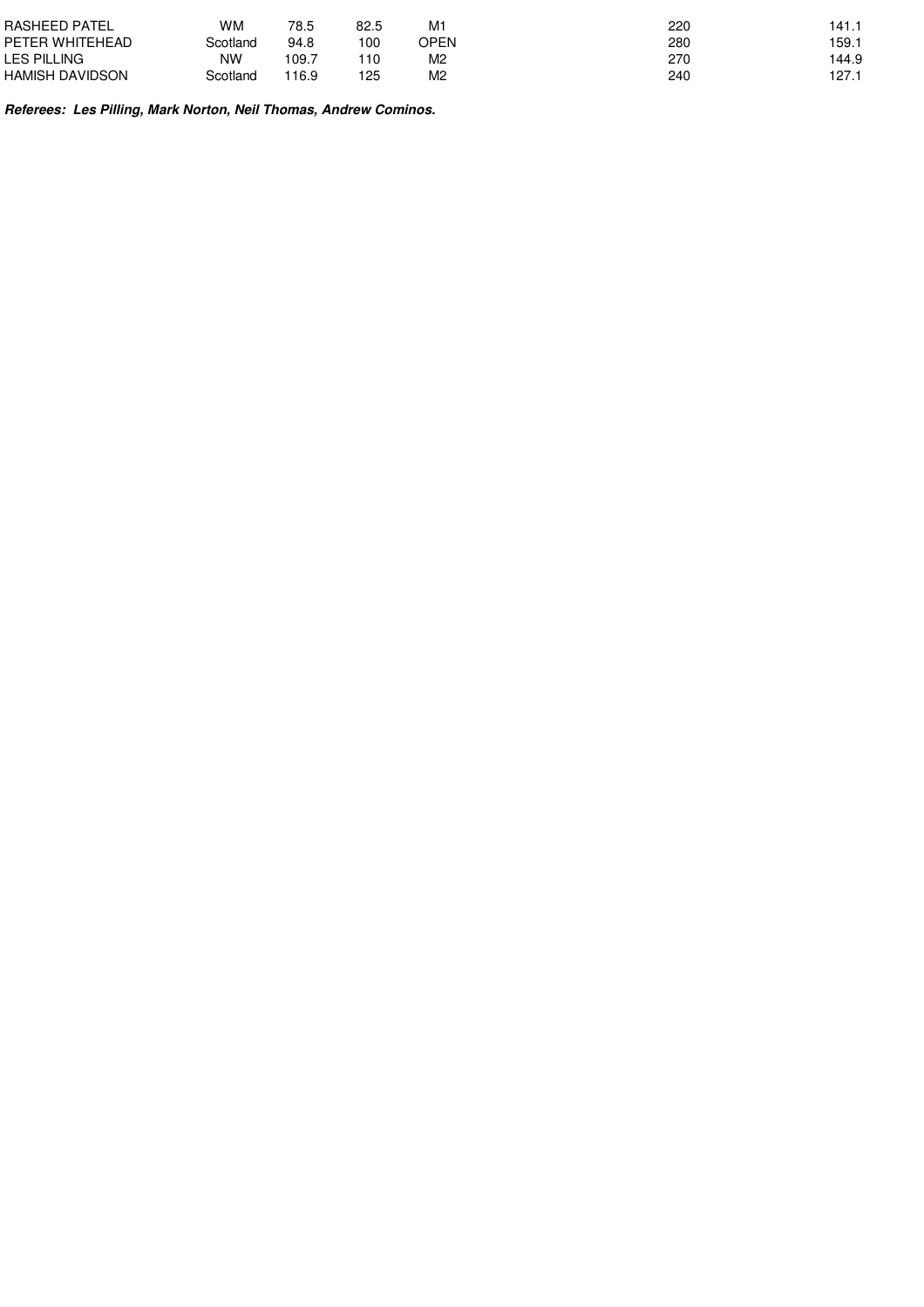| | | | | | | |
|---|---|---|---|---|---|---|
| RASHEED PATEL | WM | 78.5 | 82.5 | M1 | 220 | 141.1 |
| PETER WHITEHEAD | Scotland | 94.8 | 100 | OPEN | 280 | 159.1 |
| LES PILLING | NW | 109.7 | 110 | M2 | 270 | 144.9 |
| HAMISH DAVIDSON | Scotland | 116.9 | 125 | M2 | 240 | 127.1 |

***Referees: Les Pilling, Mark Norton, Neil Thomas, Andrew Cominos.***